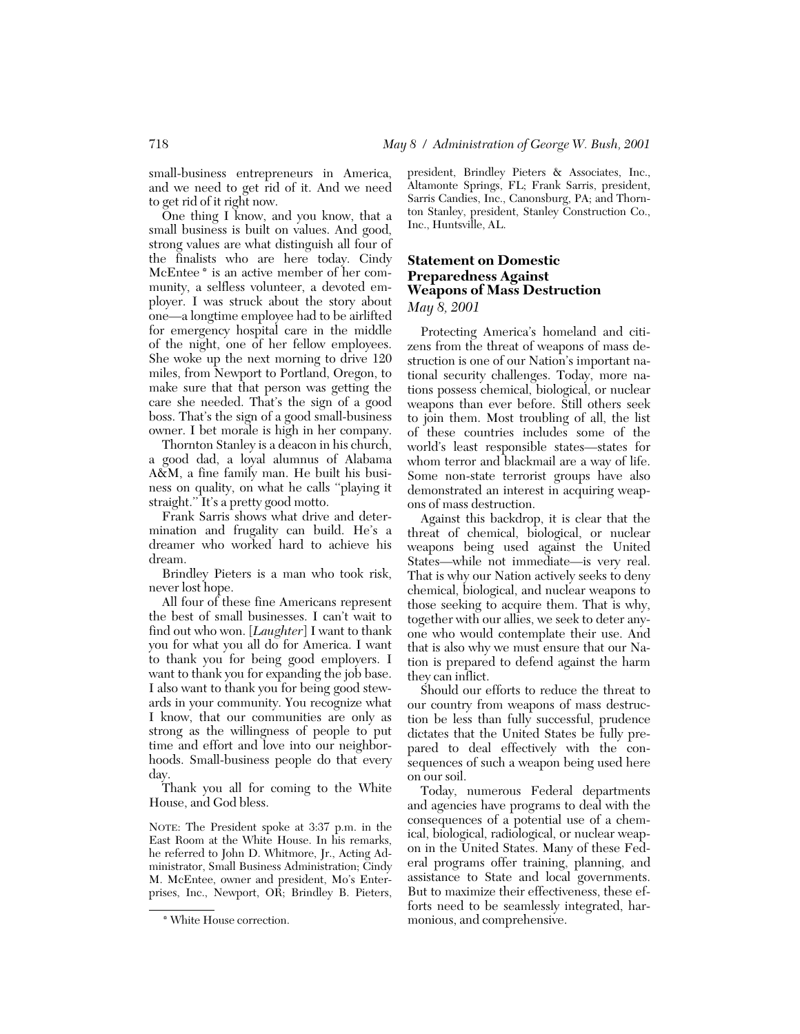small-business entrepreneurs in America, and we need to get rid of it. And we need to get rid of it right now.

One thing I know, and you know, that a small business is built on values. And good, strong values are what distinguish all four of the finalists who are here today. Cindy McEntee * is an active member of her community, a selfless volunteer, a devoted employer. I was struck about the story about one—a longtime employee had to be airlifted for emergency hospital care in the middle of the night, one of her fellow employees. She woke up the next morning to drive 120 miles, from Newport to Portland, Oregon, to make sure that that person was getting the care she needed. That's the sign of a good boss. That's the sign of a good small-business owner. I bet morale is high in her company.

Thornton Stanley is a deacon in his church, a good dad, a loyal alumnus of Alabama A&M, a fine family man. He built his business on quality, on what he calls "playing it straight." It's a pretty good motto.

Frank Sarris shows what drive and determination and frugality can build. He's a dreamer who worked hard to achieve his dream.

Brindley Pieters is a man who took risk, never lost hope.

All four of these fine Americans represent the best of small businesses. I can't wait to find out who won. [*Laughter*] I want to thank you for what you all do for America. I want to thank you for being good employers. I want to thank you for expanding the job base. I also want to thank you for being good stewards in your community. You recognize what I know, that our communities are only as strong as the willingness of people to put time and effort and love into our neighborhoods. Small-business people do that every day.

Thank you all for coming to the White House, and God bless.

NOTE: The President spoke at 3:37 p.m. in the East Room at the White House. In his remarks, he referred to John D. Whitmore, Jr., Acting Administrator, Small Business Administration; Cindy M. McEntee, owner and president, Mo's Enterprises, Inc., Newport, OR; Brindley B. Pieters, president, Brindley Pieters & Associates, Inc., Altamonte Springs, FL; Frank Sarris, president, Sarris Candies, Inc., Canonsburg, PA; and Thornton Stanley, president, Stanley Construction Co., Inc., Huntsville, AL.

* White House correction.

## Statement on Domestic Preparedness Against Weapons of Mass Destruction

*May 8, 2001*

Protecting America's homeland and citizens from the threat of weapons of mass destruction is one of our Nation's important national security challenges. Today, more nations possess chemical, biological, or nuclear weapons than ever before. Still others seek to join them. Most troubling of all, the list of these countries includes some of the world's least responsible states—states for whom terror and blackmail are a way of life. Some non-state terrorist groups have also demonstrated an interest in acquiring weapons of mass destruction.

Against this backdrop, it is clear that the threat of chemical, biological, or nuclear weapons being used against the United States—while not immediate—is very real. That is why our Nation actively seeks to deny chemical, biological, and nuclear weapons to those seeking to acquire them. That is why, together with our allies, we seek to deter anyone who would contemplate their use. And that is also why we must ensure that our Nation is prepared to defend against the harm they can inflict.

Should our efforts to reduce the threat to our country from weapons of mass destruction be less than fully successful, prudence dictates that the United States be fully prepared to deal effectively with the consequences of such a weapon being used here on our soil.

Today, numerous Federal departments and agencies have programs to deal with the consequences of a potential use of a chemical, biological, radiological, or nuclear weapon in the United States. Many of these Federal programs offer training, planning, and assistance to State and local governments. But to maximize their effectiveness, these efforts need to be seamlessly integrated, harmonious, and comprehensive.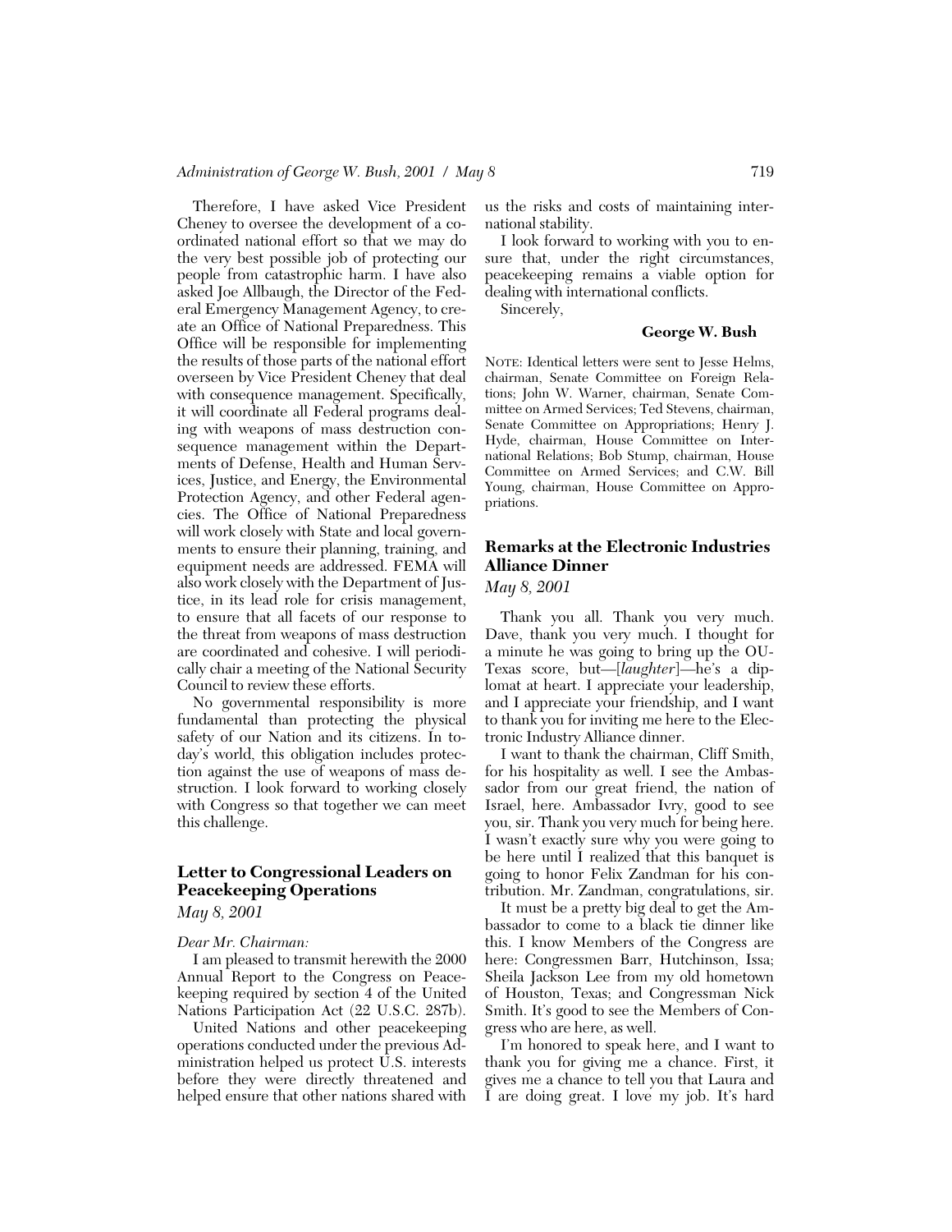Therefore, I have asked Vice President Cheney to oversee the development of a coordinated national effort so that we may do the very best possible job of protecting our people from catastrophic harm. I have also asked Joe Allbaugh, the Director of the Federal Emergency Management Agency, to create an Office of National Preparedness. This Office will be responsible for implementing the results of those parts of the national effort overseen by Vice President Cheney that deal with consequence management. Specifically, it will coordinate all Federal programs dealing with weapons of mass destruction consequence management within the Departments of Defense, Health and Human Services, Justice, and Energy, the Environmental Protection Agency, and other Federal agencies. The Office of National Preparedness will work closely with State and local governments to ensure their planning, training, and equipment needs are addressed. FEMA will also work closely with the Department of Justice, in its lead role for crisis management, to ensure that all facets of our response to the threat from weapons of mass destruction are coordinated and cohesive. I will periodically chair a meeting of the National Security Council to review these efforts.

No governmental responsibility is more fundamental than protecting the physical safety of our Nation and its citizens. In today's world, this obligation includes protection against the use of weapons of mass destruction. I look forward to working closely with Congress so that together we can meet this challenge.

## Letter to Congressional Leaders on Peacekeeping Operations

*May 8, 2001*

*Dear Mr. Chairman:*

I am pleased to transmit herewith the 2000 Annual Report to the Congress on Peacekeeping required by section 4 of the United Nations Participation Act (22 U.S.C. 287b).

United Nations and other peacekeeping operations conducted under the previous Administration helped us protect U.S. interests before they were directly threatened and helped ensure that other nations shared with us the risks and costs of maintaining international stability.

I look forward to working with you to ensure that, under the right circumstances, peacekeeping remains a viable option for dealing with international conflicts.

Sincerely,

**George W. Bush**

NOTE: Identical letters were sent to Jesse Helms, chairman, Senate Committee on Foreign Relations; John W. Warner, chairman, Senate Committee on Armed Services; Ted Stevens, chairman, Senate Committee on Appropriations; Henry J. Hyde, chairman, House Committee on International Relations; Bob Stump, chairman, House Committee on Armed Services; and C.W. Bill Young, chairman, House Committee on Appropriations.

## Remarks at the Electronic Industries Alliance Dinner

*May 8, 2001*

Thank you all. Thank you very much. Dave, thank you very much. I thought for a minute he was going to bring up the OU-Texas score, but—[*laughter*]—he's a diplomat at heart. I appreciate your leadership, and I appreciate your friendship, and I want to thank you for inviting me here to the Electronic Industry Alliance dinner.

I want to thank the chairman, Cliff Smith, for his hospitality as well. I see the Ambassador from our great friend, the nation of Israel, here. Ambassador Ivry, good to see you, sir. Thank you very much for being here. I wasn't exactly sure why you were going to be here until I realized that this banquet is going to honor Felix Zandman for his contribution. Mr. Zandman, congratulations, sir.

It must be a pretty big deal to get the Ambassador to come to a black tie dinner like this. I know Members of the Congress are here: Congressmen Barr, Hutchinson, Issa; Sheila Jackson Lee from my old hometown of Houston, Texas; and Congressman Nick Smith. It's good to see the Members of Congress who are here, as well.

I'm honored to speak here, and I want to thank you for giving me a chance. First, it gives me a chance to tell you that Laura and I are doing great. I love my job. It's hard